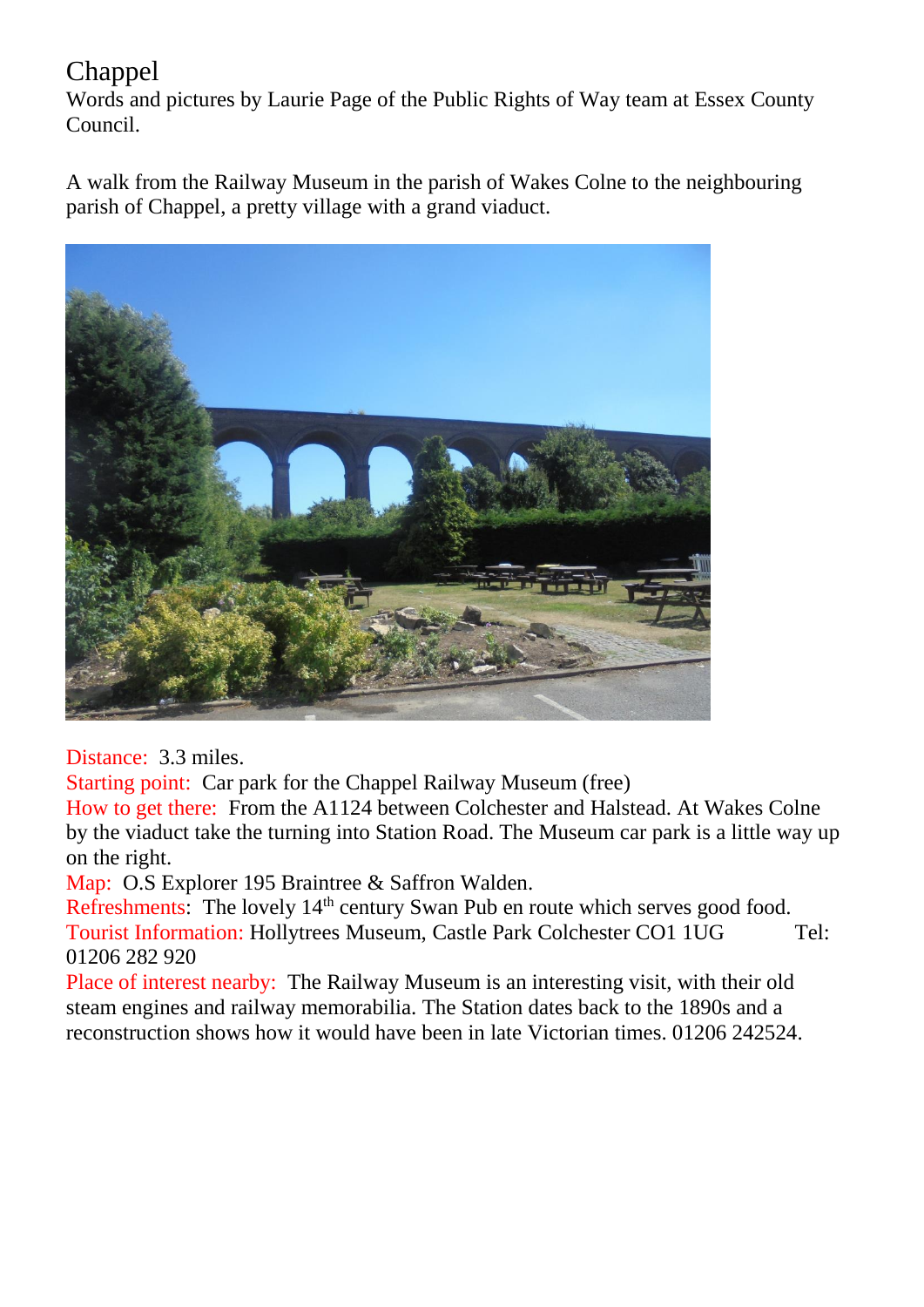# Chappel

Words and pictures by Laurie Page of the Public Rights of Way team at Essex County Council.

A walk from the Railway Museum in the parish of Wakes Colne to the neighbouring parish of Chappel, a pretty village with a grand viaduct.

Distance: 3.3 miles.

Starting point: Car park for the Chappel Railway Museum (free)

How to get there: From the A1124 between Colchester and Halstead. At Wakes Colne by the viaduct take the turning into Station Road. The Museum car park is a little way up on the right.

Map: O.S Explorer 195 Braintree & Saffron Walden.

Refreshments: The lovely 14th century Swan Pub en route which serves good food.

Tourist Information: Hollytrees Museum, Castle Park Colchester CO1 1UG Tel: 01206 282 920

Place of interest nearby: The Railway Museum is an interesting visit, with their old steam engines and railway memorabilia. The Station dates back to the 1890s and a reconstruction shows how it would have been in late Victorian times. 01206 242524.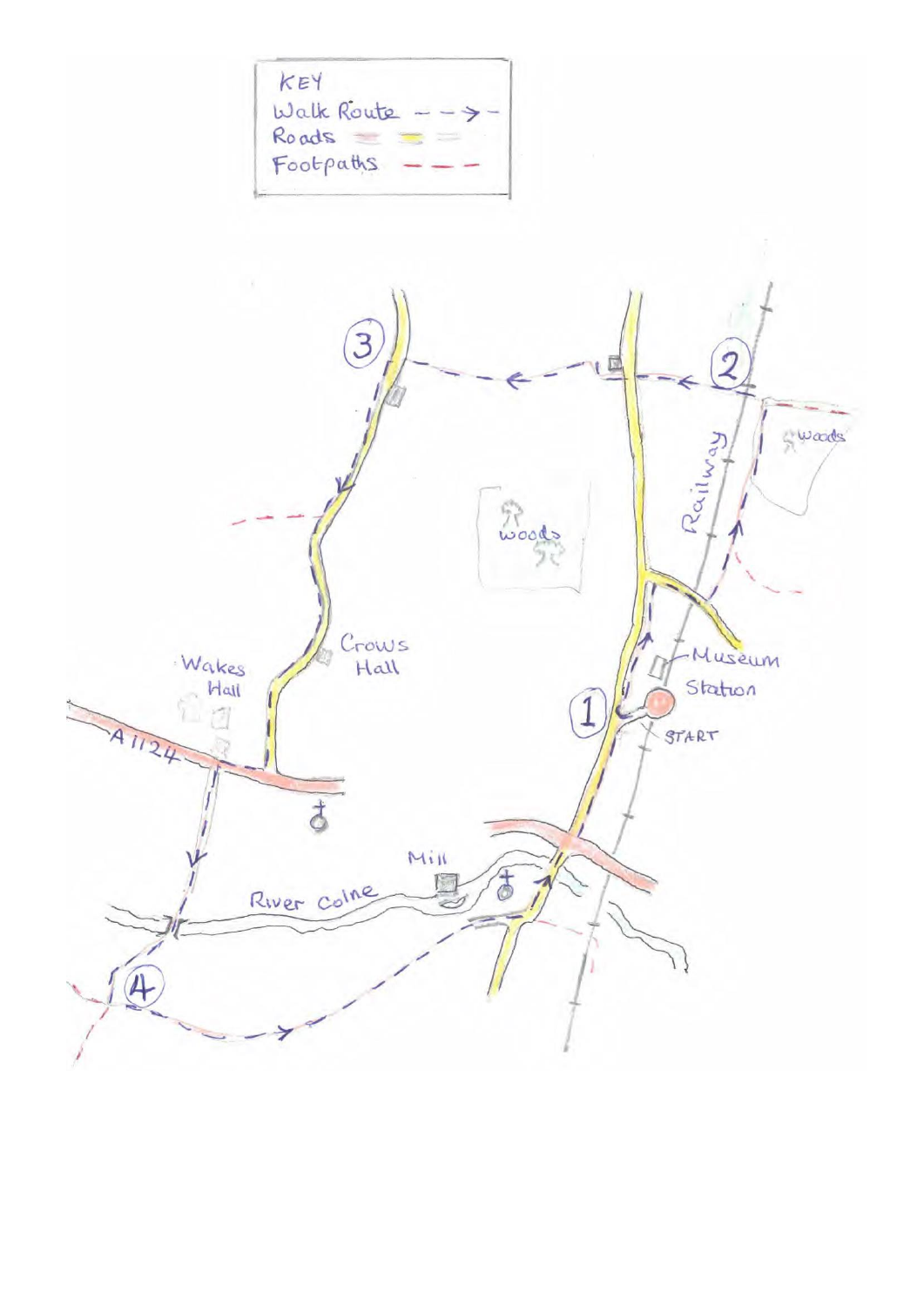KEY

Walk Route - - ->

Roads

Footpaths - - -

3

2

Railway

woods

woods

Crows Hall

Wakes Hall

Museum

Station

1

START

A1124

Mill

River Colne

4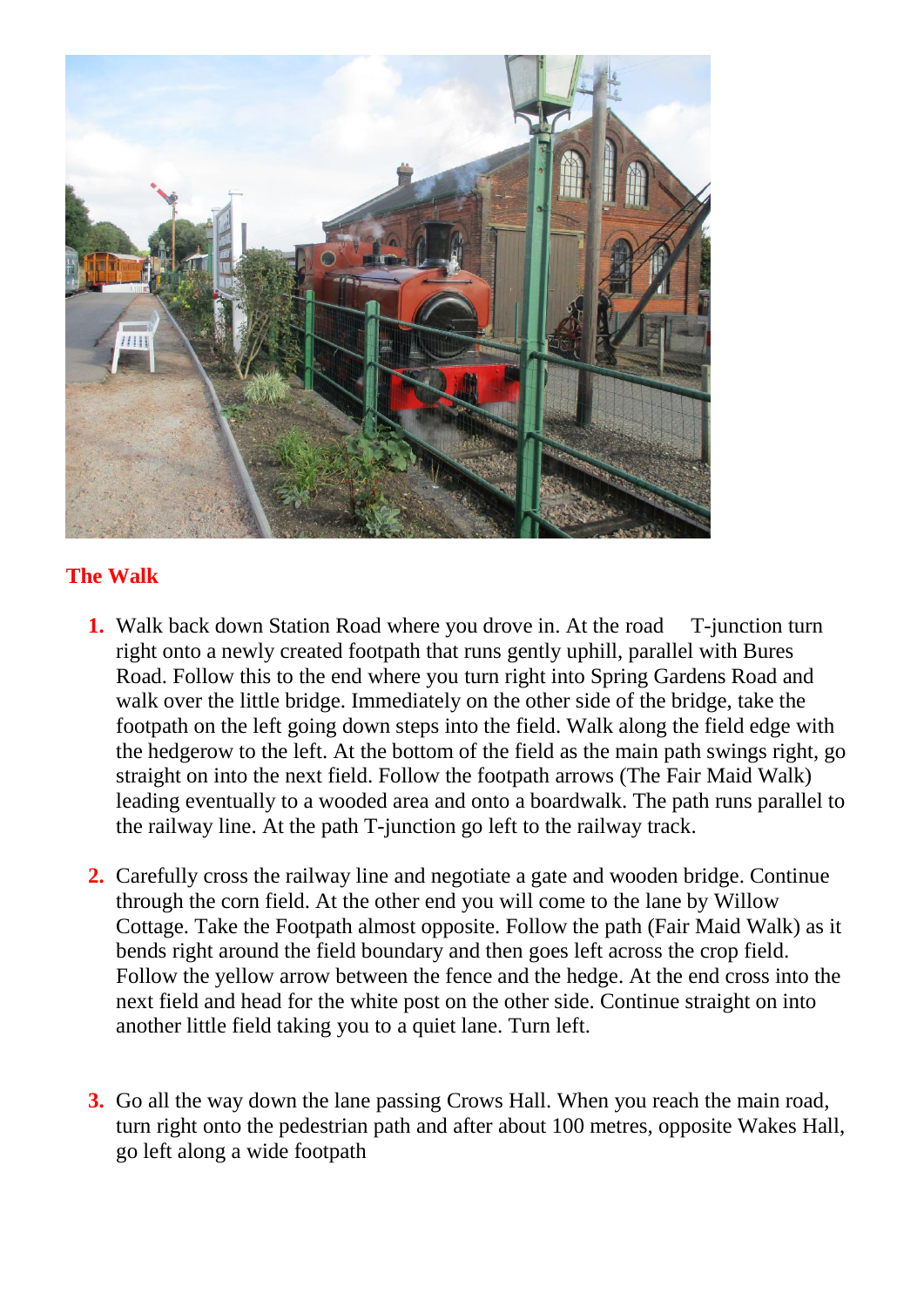## The Walk

1. Walk back down Station Road where you drove in. At the road T-junction turn right onto a newly created footpath that runs gently uphill, parallel with Bures Road. Follow this to the end where you turn right into Spring Gardens Road and walk over the little bridge. Immediately on the other side of the bridge, take the footpath on the left going down steps into the field. Walk along the field edge with the hedgerow to the left. At the bottom of the field as the main path swings right, go straight on into the next field. Follow the footpath arrows (The Fair Maid Walk) leading eventually to a wooded area and onto a boardwalk. The path runs parallel to the railway line. At the path T-junction go left to the railway track.

2. Carefully cross the railway line and negotiate a gate and wooden bridge. Continue through the corn field. At the other end you will come to the lane by Willow Cottage. Take the Footpath almost opposite. Follow the path (Fair Maid Walk) as it bends right around the field boundary and then goes left across the crop field. Follow the yellow arrow between the fence and the hedge. At the end cross into the next field and head for the white post on the other side. Continue straight on into another little field taking you to a quiet lane. Turn left.

3. Go all the way down the lane passing Crows Hall. When you reach the main road, turn right onto the pedestrian path and after about 100 metres, opposite Wakes Hall, go left along a wide footpath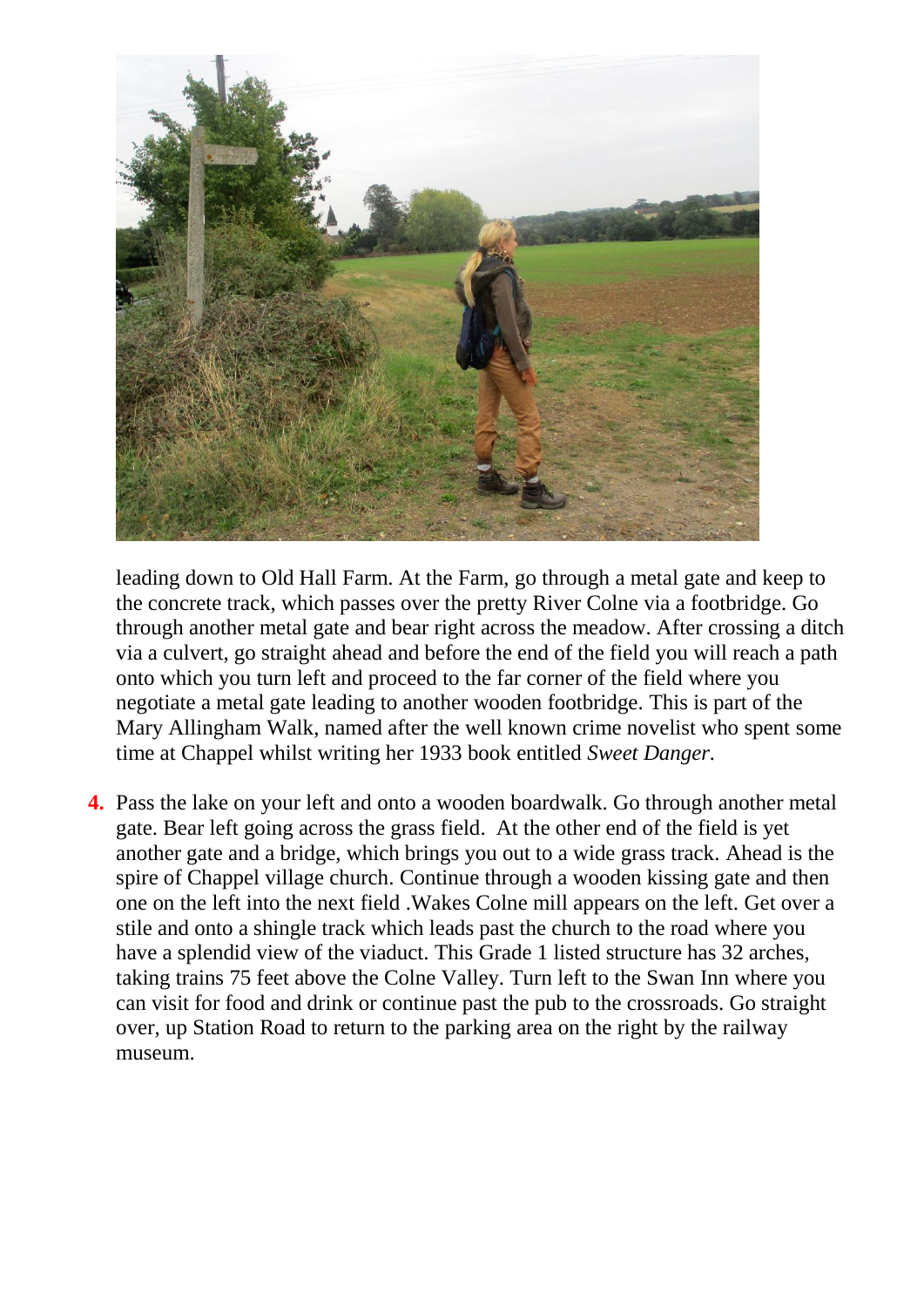leading down to Old Hall Farm. At the Farm, go through a metal gate and keep to the concrete track, which passes over the pretty River Colne via a footbridge. Go through another metal gate and bear right across the meadow. After crossing a ditch via a culvert, go straight ahead and before the end of the field you will reach a path onto which you turn left and proceed to the far corner of the field where you negotiate a metal gate leading to another wooden footbridge. This is part of the Mary Allingham Walk, named after the well known crime novelist who spent some time at Chappel whilst writing her 1933 book entitled *Sweet Danger*.

4. Pass the lake on your left and onto a wooden boardwalk. Go through another metal gate. Bear left going across the grass field. At the other end of the field is yet another gate and a bridge, which brings you out to a wide grass track. Ahead is the spire of Chappel village church. Continue through a wooden kissing gate and then one on the left into the next field .Wakes Colne mill appears on the left. Get over a stile and onto a shingle track which leads past the church to the road where you have a splendid view of the viaduct. This Grade 1 listed structure has 32 arches, taking trains 75 feet above the Colne Valley. Turn left to the Swan Inn where you can visit for food and drink or continue past the pub to the crossroads. Go straight over, up Station Road to return to the parking area on the right by the railway museum.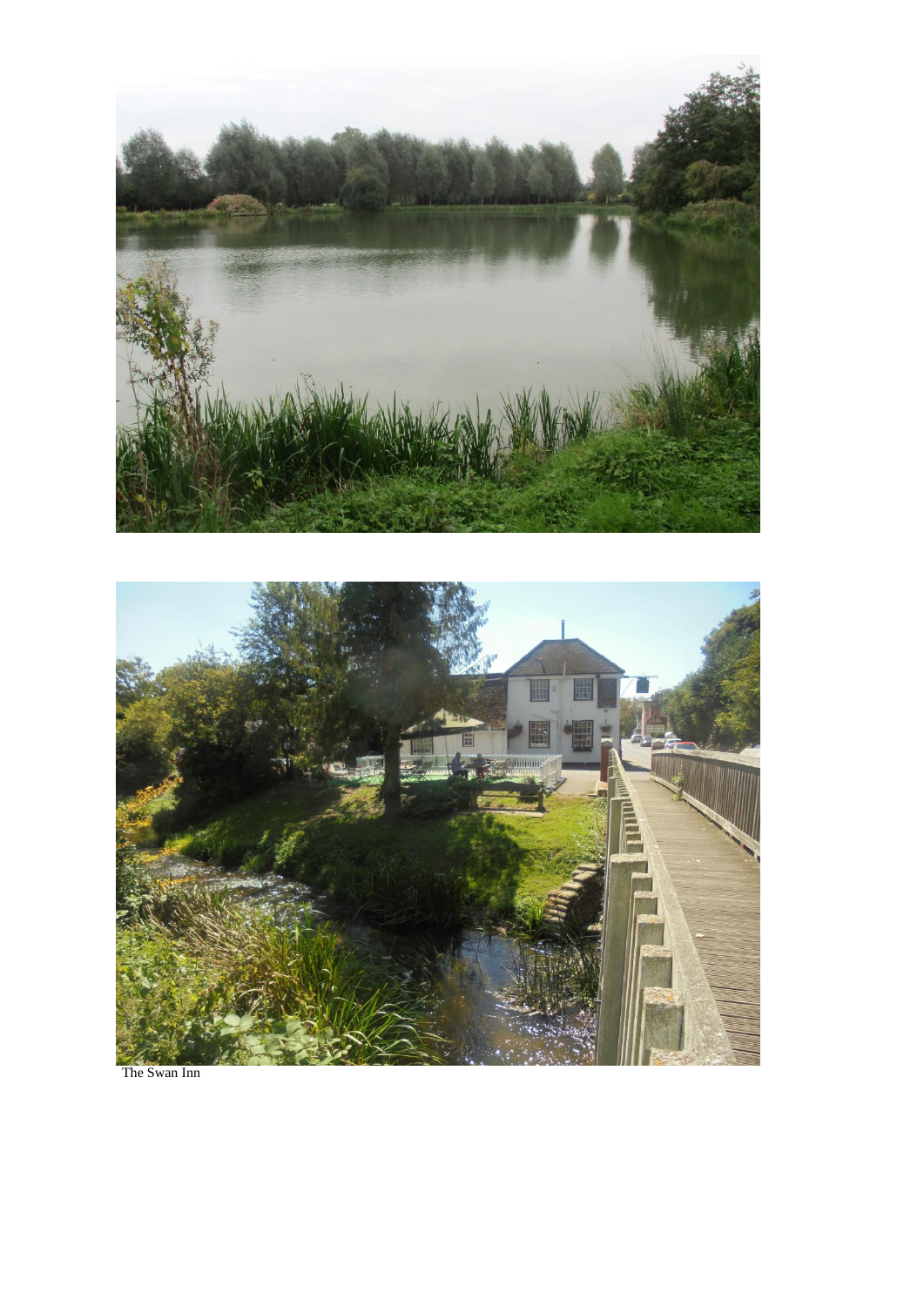The Swan Inn